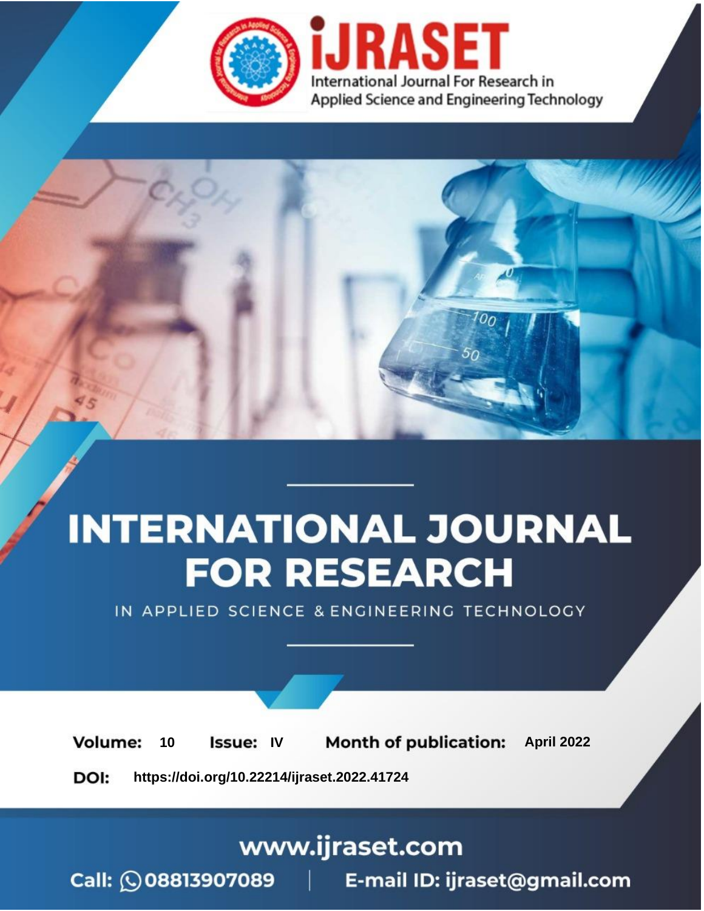# iJRASET

International Journal For Research in Applied Science and Engineering Technology

# INTERNATIONAL JOURNAL FOR RESEARCH

IN APPLIED SCIENCE & ENGINEERING TECHNOLOGY

**Volume:** 10 **Issue:** IV **Month of publication:** April 2022

**DOI:** https://doi.org/10.22214/ijraset.2022.41724

www.ijraset.com

Call: 08813907089 | E-mail ID: ijraset@gmail.com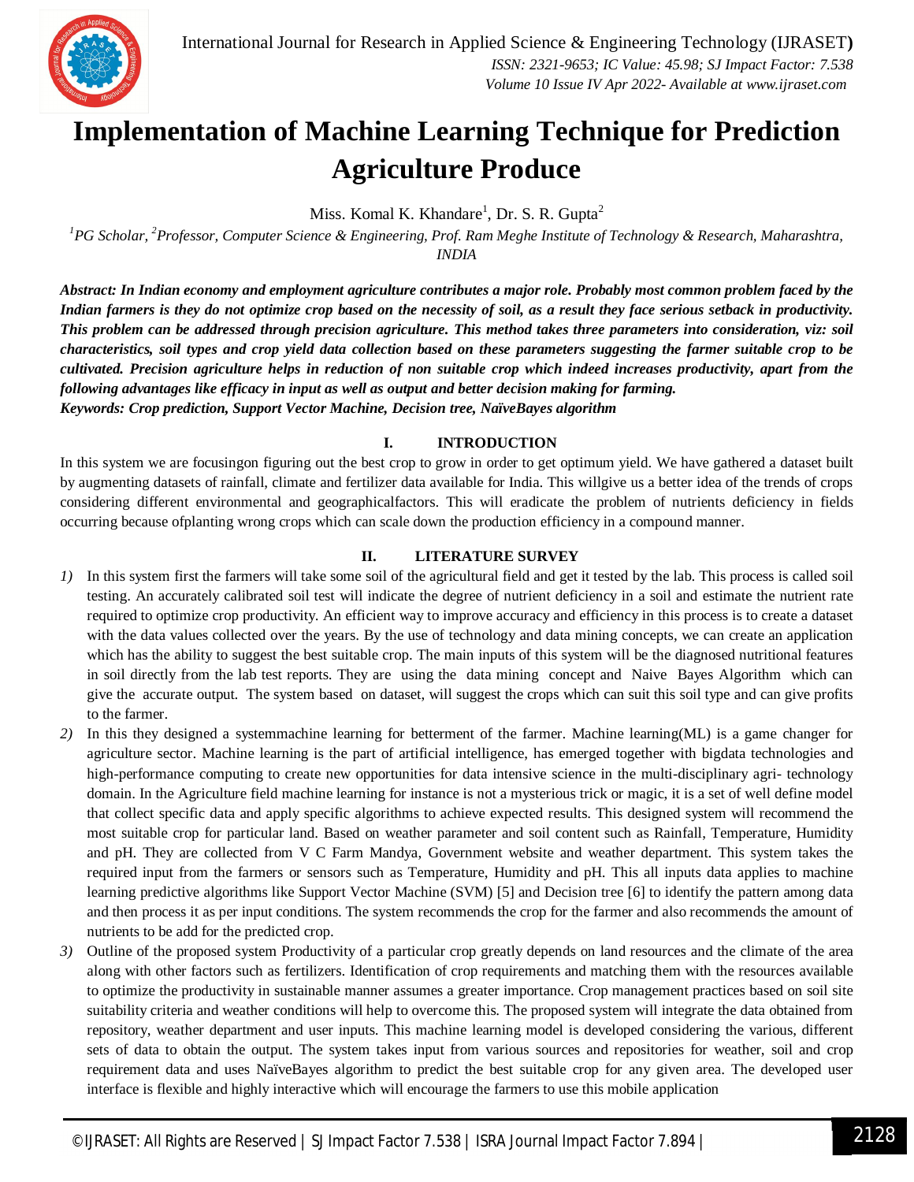# Implementation of Machine Learning Technique for Prediction Agriculture Produce

Miss. Komal K. Khandare[1], Dr. S. R. Gupta[2]

[1]*PG Scholar,* [2]*Professor, Computer Science & Engineering, Prof. Ram Meghe Institute of Technology & Research, Maharashtra, INDIA*

***Abstract:** In Indian economy and employment agriculture contributes a major role. Probably most common problem faced by the Indian farmers is they do not optimize crop based on the necessity of soil, as a result they face serious setback in productivity. This problem can be addressed through precision agriculture. This method takes three parameters into consideration, viz: soil characteristics, soil types and crop yield data collection based on these parameters suggesting the farmer suitable crop to be cultivated. Precision agriculture helps in reduction of non suitable crop which indeed increases productivity, apart from the following advantages like efficacy in input as well as output and better decision making for farming.*

***Keywords:** Crop prediction, Support Vector Machine, Decision tree, NaïveBayes algorithm*

## I. INTRODUCTION

In this system we are focusingon figuring out the best crop to grow in order to get optimum yield. We have gathered a dataset built by augmenting datasets of rainfall, climate and fertilizer data available for India. This willgive us a better idea of the trends of crops considering different environmental and geographicalfactors. This will eradicate the problem of nutrients deficiency in fields occurring because ofplanting wrong crops which can scale down the production efficiency in a compound manner.

## II. LITERATURE SURVEY

1) In this system first the farmers will take some soil of the agricultural field and get it tested by the lab. This process is called soil testing. An accurately calibrated soil test will indicate the degree of nutrient deficiency in a soil and estimate the nutrient rate required to optimize crop productivity. An efficient way to improve accuracy and efficiency in this process is to create a dataset with the data values collected over the years. By the use of technology and data mining concepts, we can create an application which has the ability to suggest the best suitable crop. The main inputs of this system will be the diagnosed nutritional features in soil directly from the lab test reports. They are using the data mining concept and Naive Bayes Algorithm which can give the accurate output. The system based on dataset, will suggest the crops which can suit this soil type and can give profits to the farmer.
2) In this they designed a systemmachine learning for betterment of the farmer. Machine learning(ML) is a game changer for agriculture sector. Machine learning is the part of artificial intelligence, has emerged together with bigdata technologies and high-performance computing to create new opportunities for data intensive science in the multi-disciplinary agri- technology domain. In the Agriculture field machine learning for instance is not a mysterious trick or magic, it is a set of well define model that collect specific data and apply specific algorithms to achieve expected results. This designed system will recommend the most suitable crop for particular land. Based on weather parameter and soil content such as Rainfall, Temperature, Humidity and pH. They are collected from V C Farm Mandya, Government website and weather department. This system takes the required input from the farmers or sensors such as Temperature, Humidity and pH. This all inputs data applies to machine learning predictive algorithms like Support Vector Machine (SVM) [5] and Decision tree [6] to identify the pattern among data and then process it as per input conditions. The system recommends the crop for the farmer and also recommends the amount of nutrients to be add for the predicted crop.
3) Outline of the proposed system Productivity of a particular crop greatly depends on land resources and the climate of the area along with other factors such as fertilizers. Identification of crop requirements and matching them with the resources available to optimize the productivity in sustainable manner assumes a greater importance. Crop management practices based on soil site suitability criteria and weather conditions will help to overcome this. The proposed system will integrate the data obtained from repository, weather department and user inputs. This machine learning model is developed considering the various, different sets of data to obtain the output. The system takes input from various sources and repositories for weather, soil and crop requirement data and uses NaïveBayes algorithm to predict the best suitable crop for any given area. The developed user interface is flexible and highly interactive which will encourage the farmers to use this mobile application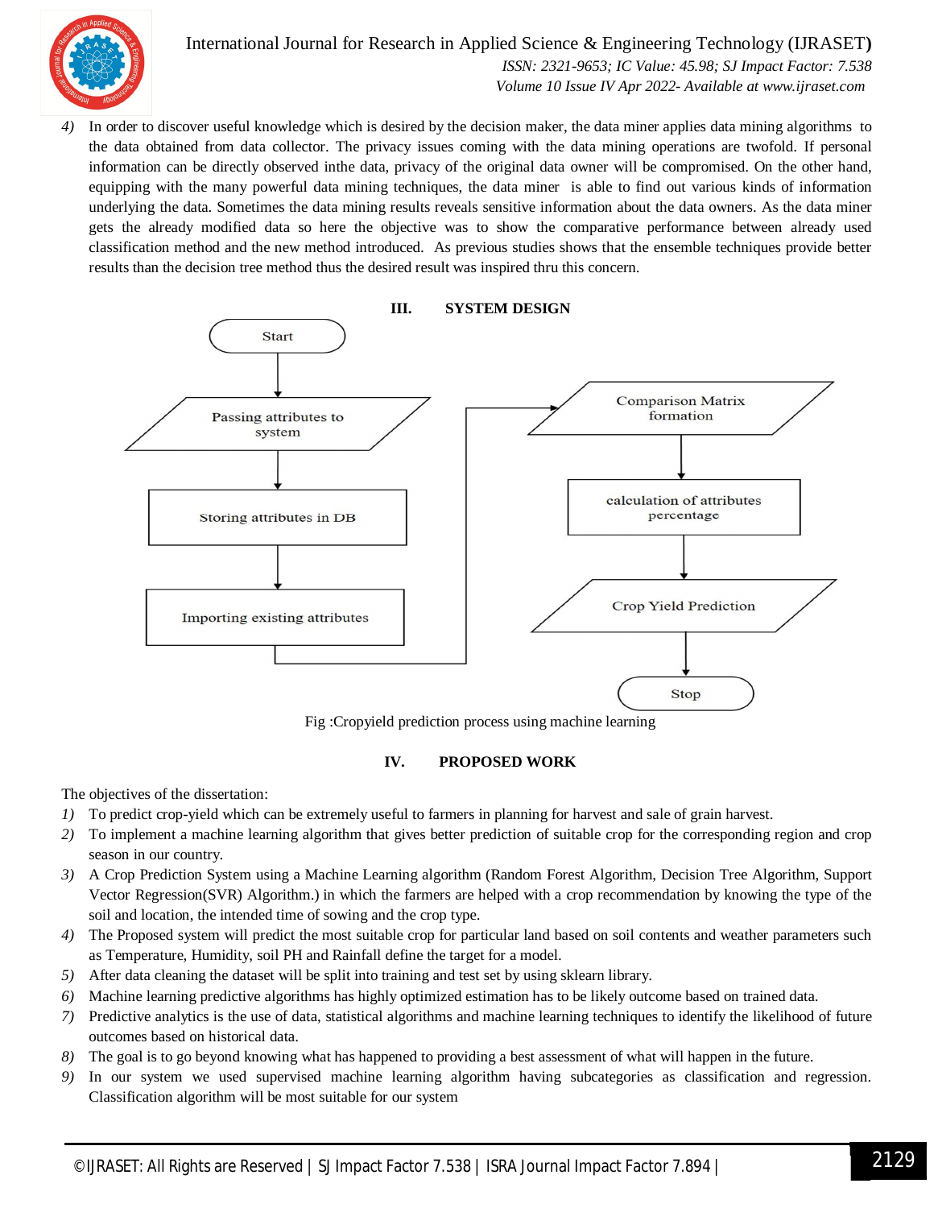4) In order to discover useful knowledge which is desired by the decision maker, the data miner applies data mining algorithms to the data obtained from data collector. The privacy issues coming with the data mining operations are twofold. If personal information can be directly observed inthe data, privacy of the original data owner will be compromised. On the other hand, equipping with the many powerful data mining techniques, the data miner is able to find out various kinds of information underlying the data. Sometimes the data mining results reveals sensitive information about the data owners. As the data miner gets the already modified data so here the objective was to show the comparative performance between already used classification method and the new method introduced. As previous studies shows that the ensemble techniques provide better results than the decision tree method thus the desired result was inspired thru this concern.

## III. SYSTEM DESIGN

Start → Passing attributes to system → Storing attributes in DB → Importing existing attributes → Comparison Matrix formation → calculation of attributes percentage → Crop Yield Prediction → Stop

Fig :Cropyield prediction process using machine learning

## IV. PROPOSED WORK

The objectives of the dissertation:

1) To predict crop-yield which can be extremely useful to farmers in planning for harvest and sale of grain harvest.
2) To implement a machine learning algorithm that gives better prediction of suitable crop for the corresponding region and crop season in our country.
3) A Crop Prediction System using a Machine Learning algorithm (Random Forest Algorithm, Decision Tree Algorithm, Support Vector Regression(SVR) Algorithm.) in which the farmers are helped with a crop recommendation by knowing the type of the soil and location, the intended time of sowing and the crop type.
4) The Proposed system will predict the most suitable crop for particular land based on soil contents and weather parameters such as Temperature, Humidity, soil PH and Rainfall define the target for a model.
5) After data cleaning the dataset will be split into training and test set by using sklearn library.
6) Machine learning predictive algorithms has highly optimized estimation has to be likely outcome based on trained data.
7) Predictive analytics is the use of data, statistical algorithms and machine learning techniques to identify the likelihood of future outcomes based on historical data.
8) The goal is to go beyond knowing what has happened to providing a best assessment of what will happen in the future.
9) In our system we used supervised machine learning algorithm having subcategories as classification and regression. Classification algorithm will be most suitable for our system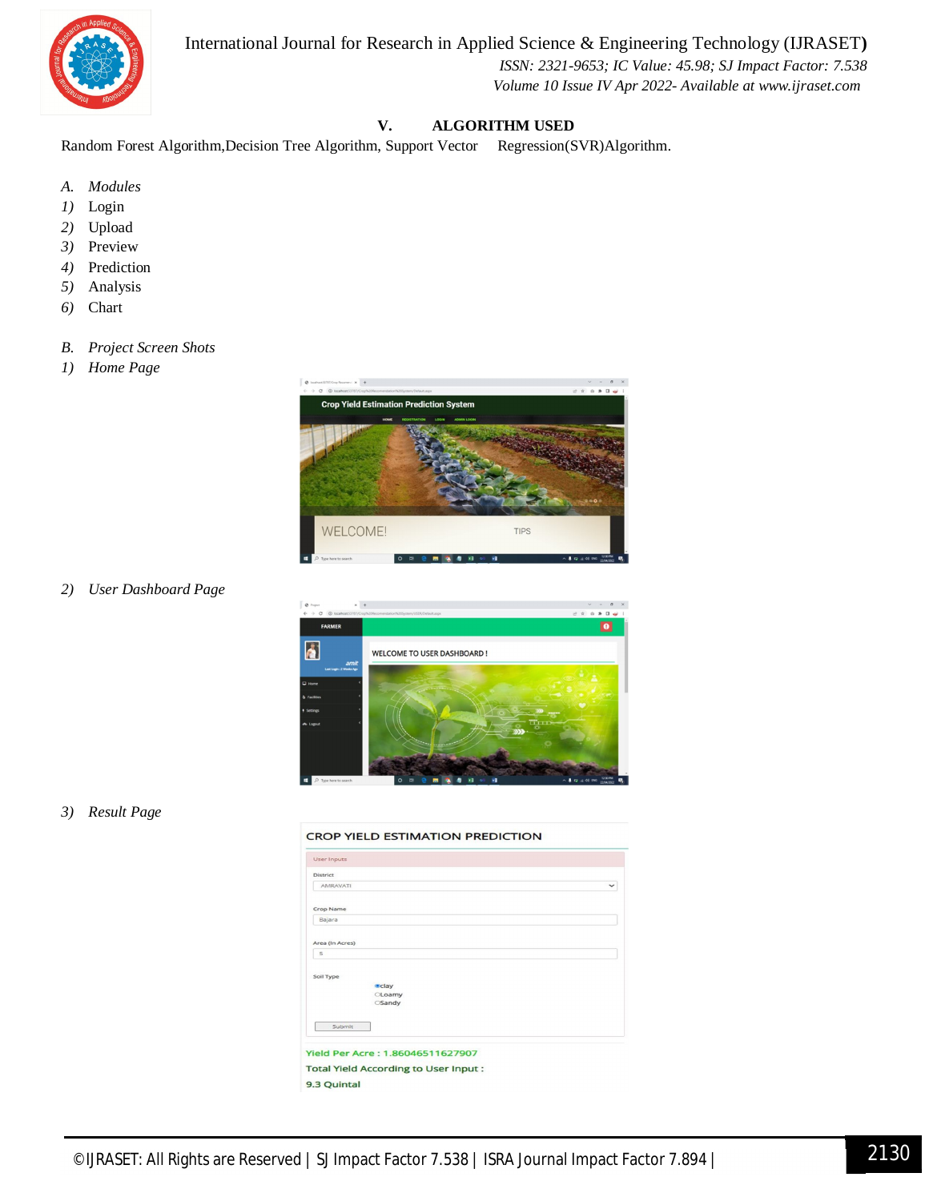## V. ALGORITHM USED

Random Forest Algorithm,Decision Tree Algorithm, Support Vector Regression(SVR)Algorithm.

### *A. Modules*

1) Login
2) Upload
3) Preview
4) Prediction
5) Analysis
6) Chart

### *B. Project Screen Shots*

*1) Home Page*

*2) User Dashboard Page*

*3) Result Page*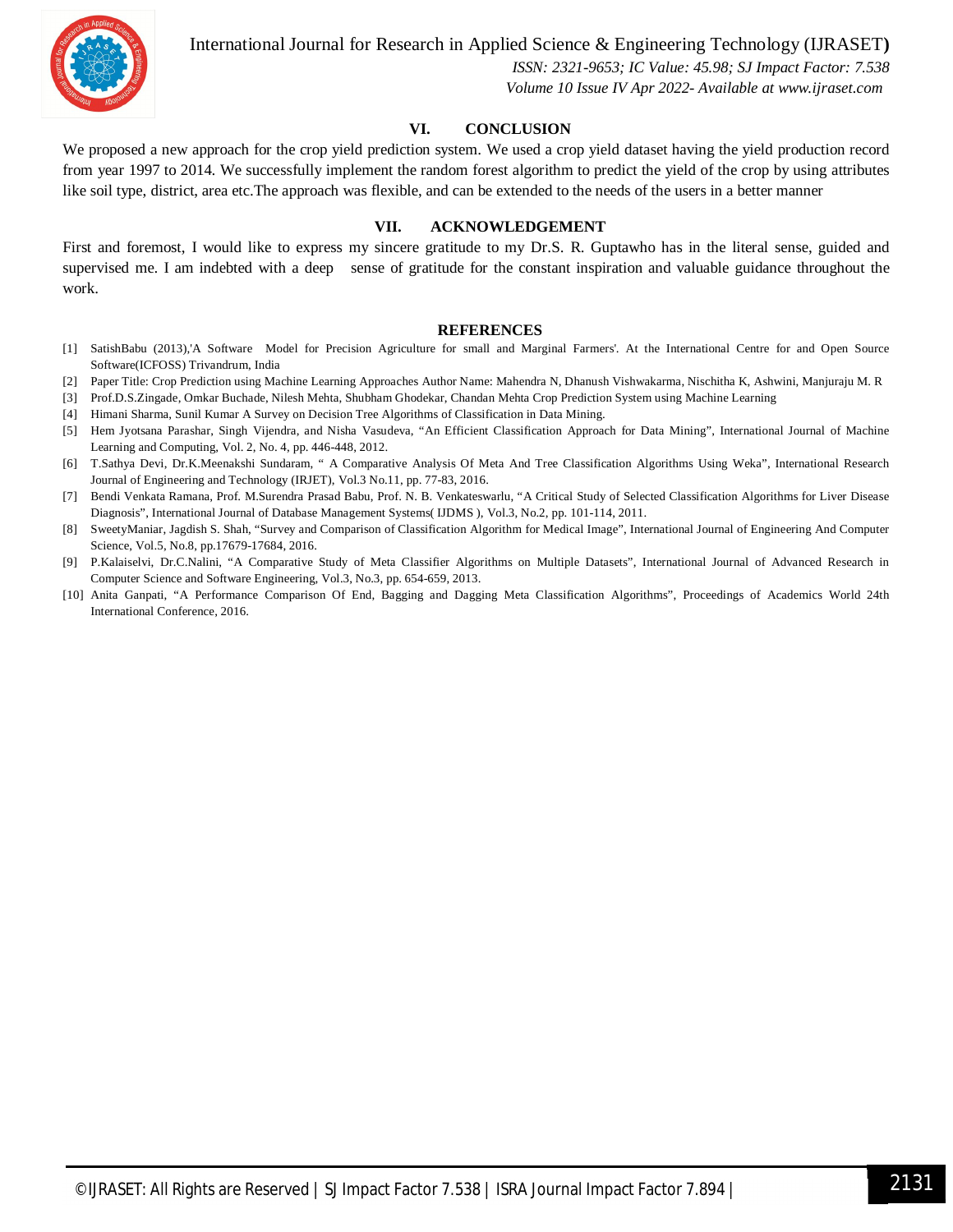## VI. CONCLUSION

We proposed a new approach for the crop yield prediction system. We used a crop yield dataset having the yield production record from year 1997 to 2014. We successfully implement the random forest algorithm to predict the yield of the crop by using attributes like soil type, district, area etc.The approach was flexible, and can be extended to the needs of the users in a better manner

## VII. ACKNOWLEDGEMENT

First and foremost, I would like to express my sincere gratitude to my Dr.S. R. Guptawho has in the literal sense, guided and supervised me. I am indebted with a deep sense of gratitude for the constant inspiration and valuable guidance throughout the work.

## REFERENCES

[1] SatishBabu (2013),'A Software Model for Precision Agriculture for small and Marginal Farmers'. At the International Centre for and Open Source Software(ICFOSS) Trivandrum, India

[2] Paper Title: Crop Prediction using Machine Learning Approaches Author Name: Mahendra N, Dhanush Vishwakarma, Nischitha K, Ashwini, Manjuraju M. R

[3] Prof.D.S.Zingade, Omkar Buchade, Nilesh Mehta, Shubham Ghodekar, Chandan Mehta Crop Prediction System using Machine Learning

[4] Himani Sharma, Sunil Kumar A Survey on Decision Tree Algorithms of Classification in Data Mining.

[5] Hem Jyotsana Parashar, Singh Vijendra, and Nisha Vasudeva, "An Efficient Classification Approach for Data Mining", International Journal of Machine Learning and Computing, Vol. 2, No. 4, pp. 446-448, 2012.

[6] T.Sathya Devi, Dr.K.Meenakshi Sundaram, " A Comparative Analysis Of Meta And Tree Classification Algorithms Using Weka", International Research Journal of Engineering and Technology (IRJET), Vol.3 No.11, pp. 77-83, 2016.

[7] Bendi Venkata Ramana, Prof. M.Surendra Prasad Babu, Prof. N. B. Venkateswarlu, "A Critical Study of Selected Classification Algorithms for Liver Disease Diagnosis", International Journal of Database Management Systems( IJDMS ), Vol.3, No.2, pp. 101-114, 2011.

[8] SweetyManiar, Jagdish S. Shah, "Survey and Comparison of Classification Algorithm for Medical Image", International Journal of Engineering And Computer Science, Vol.5, No.8, pp.17679-17684, 2016.

[9] P.Kalaiselvi, Dr.C.Nalini, "A Comparative Study of Meta Classifier Algorithms on Multiple Datasets", International Journal of Advanced Research in Computer Science and Software Engineering, Vol.3, No.3, pp. 654-659, 2013.

[10] Anita Ganpati, "A Performance Comparison Of End, Bagging and Dagging Meta Classification Algorithms", Proceedings of Academics World 24th International Conference, 2016.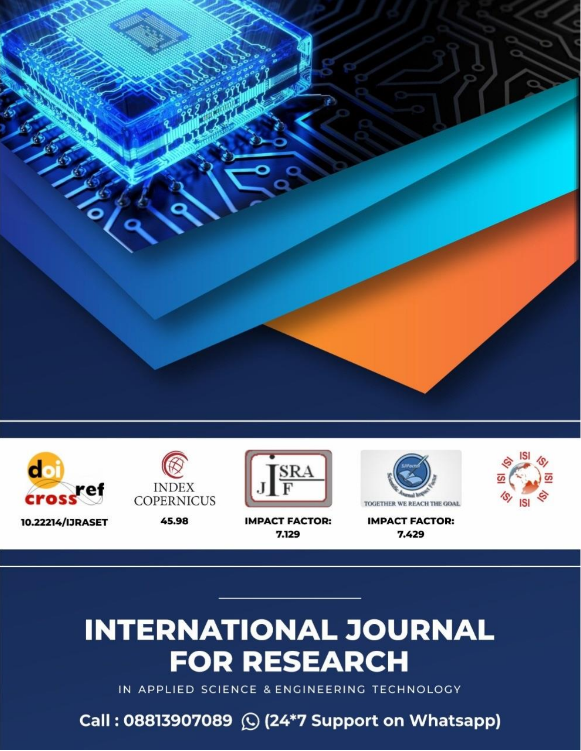10.22214/IJRASET

INDEX COPERNICUS

45.98

IMPACT FACTOR: 7.129

IMPACT FACTOR: 7.429

# INTERNATIONAL JOURNAL FOR RESEARCH

IN APPLIED SCIENCE & ENGINEERING TECHNOLOGY

Call : 08813907089 (24*7 Support on Whatsapp)